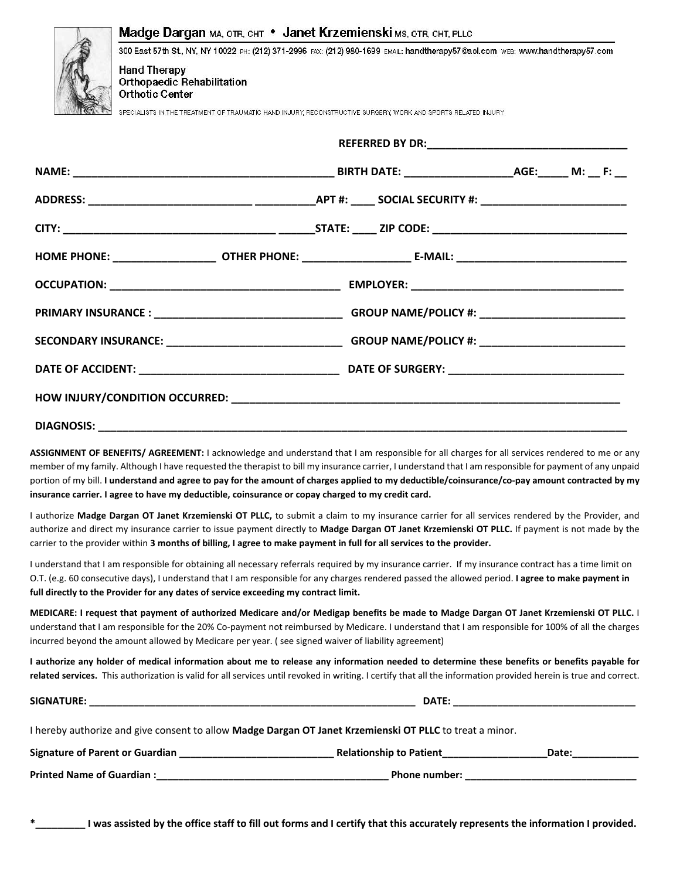**Madge Dargan** MA, OTR, CHT • **Janet Krzemienski** MS, OTR, CHT, PLLC

300 East 57th St, NY, NY 10022 PH: (212) 371-2996 FAX: (212) 980-1699 EMAIL: handtherapy57@aol.com WEB: www.handtherapy57.com

Hand Therapy
Orthopaedic Rehabilitation
Orthotic Center

SPECIALISTS IN THE TREATMENT OF TRAUMATIC HAND INJURY, RECONSTRUCTIVE SURGERY, WORK AND SPORTS RELATED INJURY

**REFERRED BY DR:**_________________________________

**NAME:** ___________________________________________ **BIRTH DATE:** _________________**AGE:**_____ **M:** __ **F:** __

**ADDRESS:** __________________________ __________**APT #:** ____ **SOCIAL SECURITY #:** _______________________

**CITY:** ___________________________________ ______**STATE:** ____ **ZIP CODE:** _______________________________

**HOME PHONE:** ________________ **OTHER PHONE:** _________________ **E-MAIL:** ___________________________

**OCCUPATION:** ______________________________________ **EMPLOYER:** __________________________________

**PRIMARY INSURANCE :** ______________________________ **GROUP NAME/POLICY #:** _______________________

**SECONDARY INSURANCE:** _____________________________ **GROUP NAME/POLICY #:** _______________________

**DATE OF ACCIDENT:** ________________________________ **DATE OF SURGERY:** ____________________________

**HOW INJURY/CONDITION OCCURRED:** ________________________________________________________________

**DIAGNOSIS:** ______________________________________________________________________________________

**ASSIGNMENT OF BENEFITS/ AGREEMENT:** I acknowledge and understand that I am responsible for all charges for all services rendered to me or any member of my family. Although I have requested the therapist to bill my insurance carrier, I understand that I am responsible for payment of any unpaid portion of my bill. **I understand and agree to pay for the amount of charges applied to my deductible/coinsurance/co-pay amount contracted by my insurance carrier. I agree to have my deductible, coinsurance or copay charged to my credit card.**

I authorize **Madge Dargan OT Janet Krzemienski OT PLLC,** to submit a claim to my insurance carrier for all services rendered by the Provider, and authorize and direct my insurance carrier to issue payment directly to **Madge Dargan OT Janet Krzemienski OT PLLC.** If payment is not made by the carrier to the provider within **3 months of billing, I agree to make payment in full for all services to the provider.**

I understand that I am responsible for obtaining all necessary referrals required by my insurance carrier. If my insurance contract has a time limit on O.T. (e.g. 60 consecutive days), I understand that I am responsible for any charges rendered passed the allowed period. **I agree to make payment in full directly to the Provider for any dates of service exceeding my contract limit.**

**MEDICARE: I request that payment of authorized Medicare and/or Medigap benefits be made to Madge Dargan OT Janet Krzemienski OT PLLC.** I understand that I am responsible for the 20% Co-payment not reimbursed by Medicare. I understand that I am responsible for 100% of all the charges incurred beyond the amount allowed by Medicare per year. ( see signed waiver of liability agreement)

**I authorize any holder of medical information about me to release any information needed to determine these benefits or benefits payable for related services.** This authorization is valid for all services until revoked in writing. I certify that all the information provided herein is true and correct.

**SIGNATURE:** __________________________________________________________ **DATE:** _________________________________

I hereby authorize and give consent to allow **Madge Dargan OT Janet Krzemienski OT PLLC** to treat a minor.

**Signature of Parent or Guardian** ___________________________ **Relationship to Patient**__________________**Date:**___________

**Printed Name of Guardian :**_________________________________________ **Phone number:** ______________________________

**\*________ I was assisted by the office staff to fill out forms and I certify that this accurately represents the information I provided.**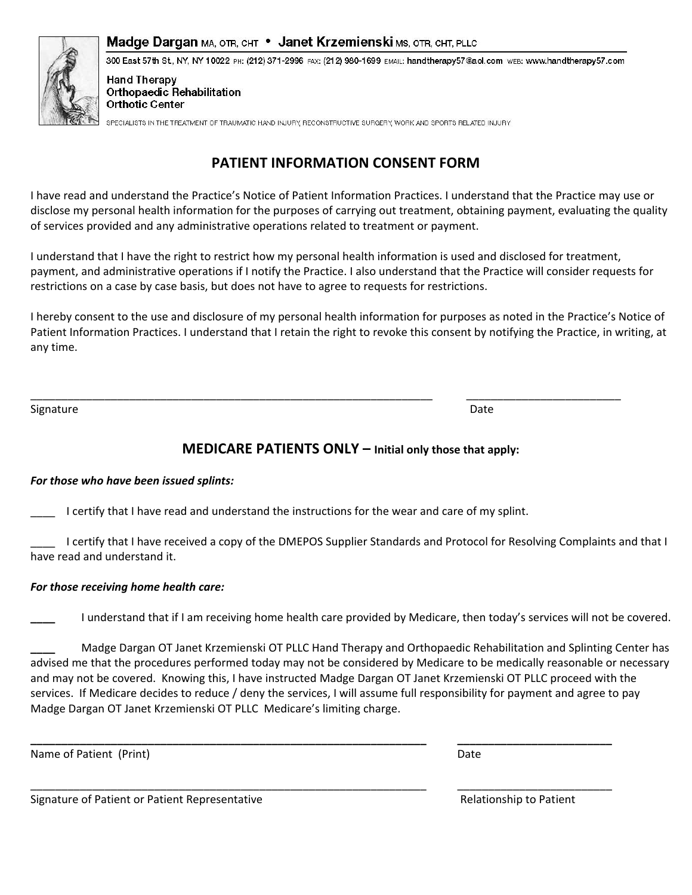**Madge Dargan** MA, OTR, CHT • **Janet Krzemienski** MS, OTR, CHT, PLLC

300 East 57th St., NY, NY 10022 PH: (212) 371-2996 FAX: (212) 980-1699 EMAIL: handtherapy57@aol.com WEB: www.handtherapy57.com

Hand Therapy
Orthopaedic Rehabilitation
Orthotic Center

SPECIALISTS IN THE TREATMENT OF TRAUMATIC HAND INJURY, RECONSTRUCTIVE SURGERY, WORK AND SPORTS RELATED INJURY

## PATIENT INFORMATION CONSENT FORM

I have read and understand the Practice's Notice of Patient Information Practices. I understand that the Practice may use or disclose my personal health information for the purposes of carrying out treatment, obtaining payment, evaluating the quality of services provided and any administrative operations related to treatment or payment.

I understand that I have the right to restrict how my personal health information is used and disclosed for treatment, payment, and administrative operations if I notify the Practice. I also understand that the Practice will consider requests for restrictions on a case by case basis, but does not have to agree to requests for restrictions.

I hereby consent to the use and disclosure of my personal health information for purposes as noted in the Practice's Notice of Patient Information Practices. I understand that I retain the right to revoke this consent by notifying the Practice, in writing, at any time.

\_\_\_\_\_\_\_\_\_\_\_\_\_\_\_\_\_\_\_\_\_\_\_\_\_\_\_\_\_\_\_\_\_\_\_\_\_\_\_\_\_\_\_\_\_\_\_\_\_\_\_\_\_\_\_\_\_\_\_\_\_\_\_\_ \_\_\_\_\_\_\_\_\_\_\_\_\_\_\_\_\_\_\_\_\_\_\_\_\_

Signature Date

## MEDICARE PATIENTS ONLY – Initial only those that apply:

***For those who have been issued splints:***

\_\_\_\_ I certify that I have read and understand the instructions for the wear and care of my splint.

\_\_\_\_ I certify that I have received a copy of the DMEPOS Supplier Standards and Protocol for Resolving Complaints and that I have read and understand it.

***For those receiving home health care:***

\_\_\_\_ I understand that if I am receiving home health care provided by Medicare, then today's services will not be covered.

\_\_\_\_ Madge Dargan OT Janet Krzemienski OT PLLC Hand Therapy and Orthopaedic Rehabilitation and Splinting Center has advised me that the procedures performed today may not be considered by Medicare to be medically reasonable or necessary and may not be covered. Knowing this, I have instructed Madge Dargan OT Janet Krzemienski OT PLLC proceed with the services. If Medicare decides to reduce / deny the services, I will assume full responsibility for payment and agree to pay Madge Dargan OT Janet Krzemienski OT PLLC Medicare's limiting charge.

\_\_\_\_\_\_\_\_\_\_\_\_\_\_\_\_\_\_\_\_\_\_\_\_\_\_\_\_\_\_\_\_\_\_\_\_\_\_\_\_\_\_\_\_\_\_\_\_\_\_\_\_\_\_\_\_\_\_\_\_\_\_\_\_ \_\_\_\_\_\_\_\_\_\_\_\_\_\_\_\_\_\_\_\_\_\_\_\_\_

Name of Patient (Print) Date

\_\_\_\_\_\_\_\_\_\_\_\_\_\_\_\_\_\_\_\_\_\_\_\_\_\_\_\_\_\_\_\_\_\_\_\_\_\_\_\_\_\_\_\_\_\_\_\_\_\_\_\_\_\_\_\_\_\_\_\_\_\_\_\_ \_\_\_\_\_\_\_\_\_\_\_\_\_\_\_\_\_\_\_\_\_\_\_\_\_

Signature of Patient or Patient Representative Relationship to Patient